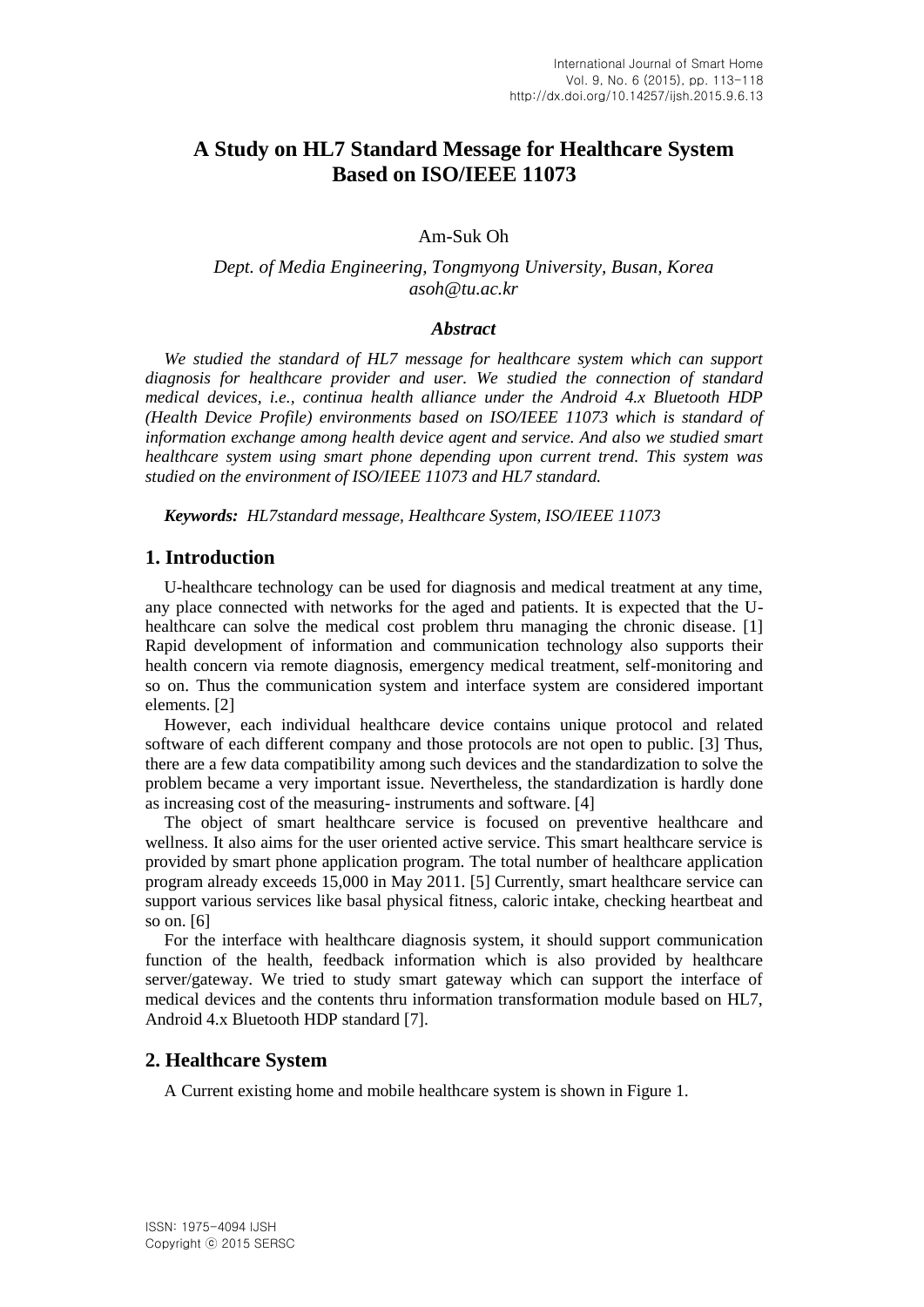# A Study on HL7 Standard Message for Healthcare System Based on ISO/IEEE 11073

Am-Suk Oh

*Dept. of Media Engineering, Tongmyong University, Busan, Korea*
*asoh@tu.ac.kr*

### *Abstract*

*We studied the standard of HL7 message for healthcare system which can support diagnosis for healthcare provider and user. We studied the connection of standard medical devices, i.e., continua health alliance under the Android 4.x Bluetooth HDP (Health Device Profile) environments based on ISO/IEEE 11073 which is standard of information exchange among health device agent and service. And also we studied smart healthcare system using smart phone depending upon current trend. This system was studied on the environment of ISO/IEEE 11073 and HL7 standard.*

***Keywords:*** *HL7standard message, Healthcare System, ISO/IEEE 11073*

## 1. Introduction

U-healthcare technology can be used for diagnosis and medical treatment at any time, any place connected with networks for the aged and patients. It is expected that the U-healthcare can solve the medical cost problem thru managing the chronic disease. [1] Rapid development of information and communication technology also supports their health concern via remote diagnosis, emergency medical treatment, self-monitoring and so on. Thus the communication system and interface system are considered important elements. [2]

However, each individual healthcare device contains unique protocol and related software of each different company and those protocols are not open to public. [3] Thus, there are a few data compatibility among such devices and the standardization to solve the problem became a very important issue. Nevertheless, the standardization is hardly done as increasing cost of the measuring- instruments and software. [4]

The object of smart healthcare service is focused on preventive healthcare and wellness. It also aims for the user oriented active service. This smart healthcare service is provided by smart phone application program. The total number of healthcare application program already exceeds 15,000 in May 2011. [5] Currently, smart healthcare service can support various services like basal physical fitness, caloric intake, checking heartbeat and so on. [6]

For the interface with healthcare diagnosis system, it should support communication function of the health, feedback information which is also provided by healthcare server/gateway. We tried to study smart gateway which can support the interface of medical devices and the contents thru information transformation module based on HL7, Android 4.x Bluetooth HDP standard [7].

## 2. Healthcare System

A Current existing home and mobile healthcare system is shown in Figure 1.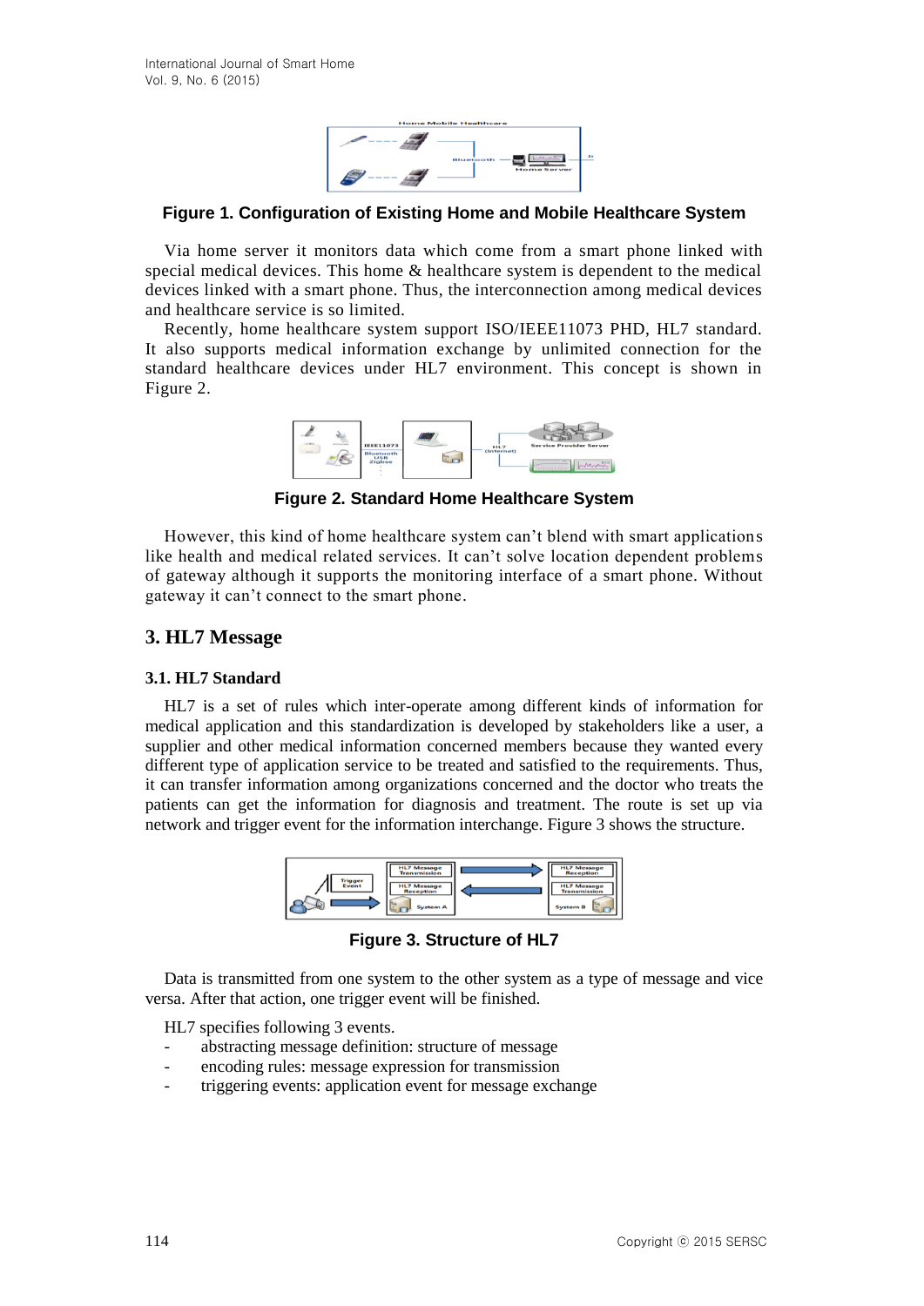**Figure 1. Configuration of Existing Home and Mobile Healthcare System**

Via home server it monitors data which come from a smart phone linked with special medical devices. This home & healthcare system is dependent to the medical devices linked with a smart phone. Thus, the interconnection among medical devices and healthcare service is so limited.

Recently, home healthcare system support ISO/IEEE11073 PHD, HL7 standard. It also supports medical information exchange by unlimited connection for the standard healthcare devices under HL7 environment. This concept is shown in Figure 2.

**Figure 2. Standard Home Healthcare System**

However, this kind of home healthcare system can't blend with smart applications like health and medical related services. It can't solve location dependent problems of gateway although it supports the monitoring interface of a smart phone. Without gateway it can't connect to the smart phone.

## 3. HL7 Message

### 3.1. HL7 Standard

HL7 is a set of rules which inter-operate among different kinds of information for medical application and this standardization is developed by stakeholders like a user, a supplier and other medical information concerned members because they wanted every different type of application service to be treated and satisfied to the requirements. Thus, it can transfer information among organizations concerned and the doctor who treats the patients can get the information for diagnosis and treatment. The route is set up via network and trigger event for the information interchange. Figure 3 shows the structure.

**Figure 3. Structure of HL7**

Data is transmitted from one system to the other system as a type of message and vice versa. After that action, one trigger event will be finished.

HL7 specifies following 3 events.

- abstracting message definition: structure of message
- encoding rules: message expression for transmission
- triggering events: application event for message exchange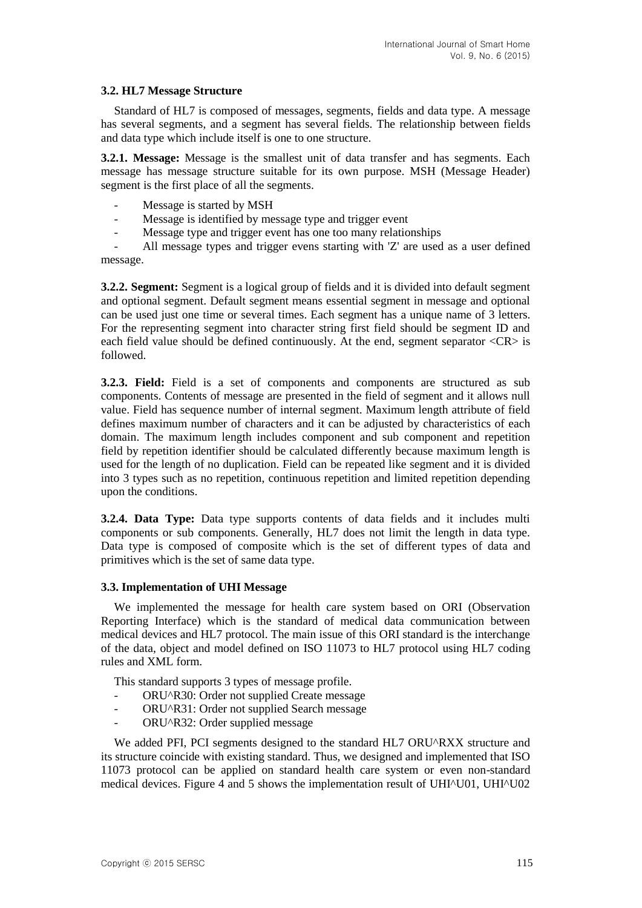### 3.2. HL7 Message Structure

Standard of HL7 is composed of messages, segments, fields and data type. A message has several segments, and a segment has several fields. The relationship between fields and data type which include itself is one to one structure.

**3.2.1. Message:** Message is the smallest unit of data transfer and has segments. Each message has message structure suitable for its own purpose. MSH (Message Header) segment is the first place of all the segments.

- Message is started by MSH
- Message is identified by message type and trigger event
- Message type and trigger event has one too many relationships
- All message types and trigger evens starting with 'Z' are used as a user defined message.

**3.2.2. Segment:** Segment is a logical group of fields and it is divided into default segment and optional segment. Default segment means essential segment in message and optional can be used just one time or several times. Each segment has a unique name of 3 letters. For the representing segment into character string first field should be segment ID and each field value should be defined continuously. At the end, segment separator <CR> is followed.

**3.2.3. Field:** Field is a set of components and components are structured as sub components. Contents of message are presented in the field of segment and it allows null value. Field has sequence number of internal segment. Maximum length attribute of field defines maximum number of characters and it can be adjusted by characteristics of each domain. The maximum length includes component and sub component and repetition field by repetition identifier should be calculated differently because maximum length is used for the length of no duplication. Field can be repeated like segment and it is divided into 3 types such as no repetition, continuous repetition and limited repetition depending upon the conditions.

**3.2.4. Data Type:** Data type supports contents of data fields and it includes multi components or sub components. Generally, HL7 does not limit the length in data type. Data type is composed of composite which is the set of different types of data and primitives which is the set of same data type.

### 3.3. Implementation of UHI Message

We implemented the message for health care system based on ORI (Observation Reporting Interface) which is the standard of medical data communication between medical devices and HL7 protocol. The main issue of this ORI standard is the interchange of the data, object and model defined on ISO 11073 to HL7 protocol using HL7 coding rules and XML form.

This standard supports 3 types of message profile.

- ORU^R30: Order not supplied Create message
- ORU^R31: Order not supplied Search message
- ORU^R32: Order supplied message

We added PFI, PCI segments designed to the standard HL7 ORU^RXX structure and its structure coincide with existing standard. Thus, we designed and implemented that ISO 11073 protocol can be applied on standard health care system or even non-standard medical devices. Figure 4 and 5 shows the implementation result of UHI^U01, UHI^U02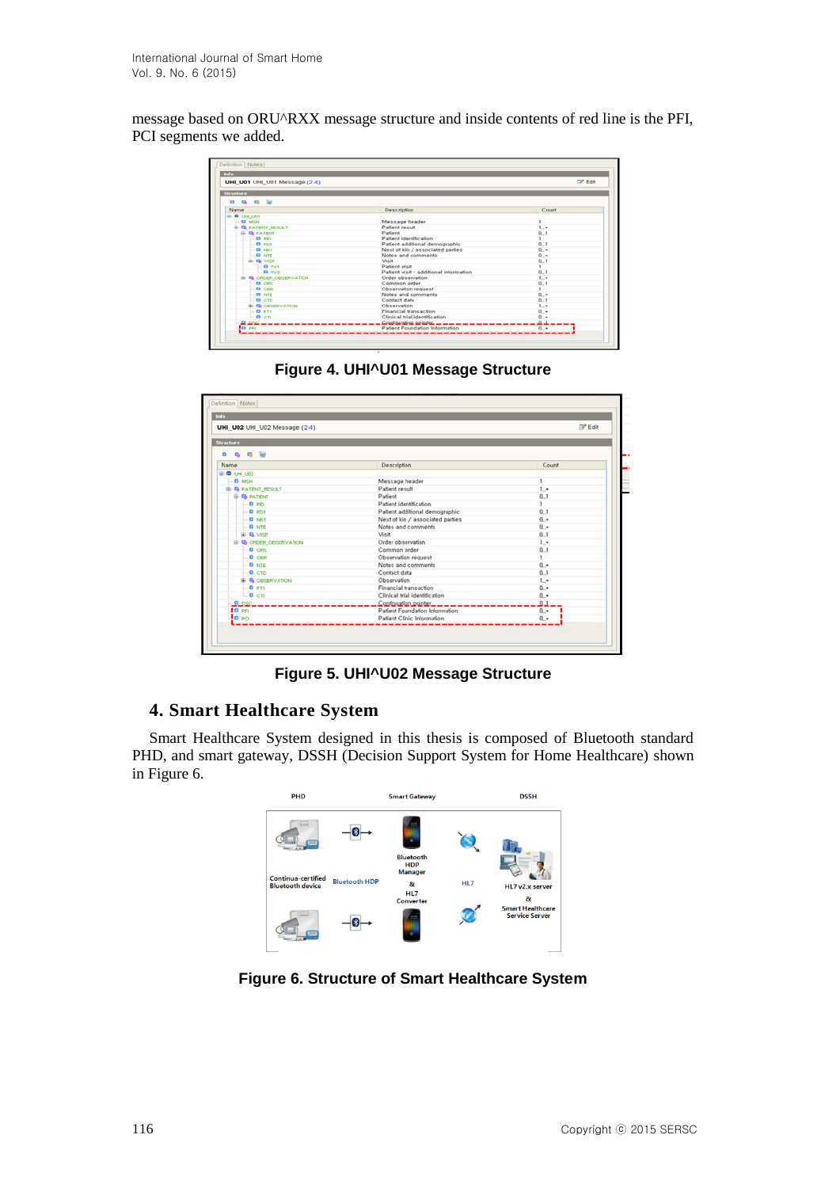message based on ORU^RXX message structure and inside contents of red line is the PFI, PCI segments we added.

**Figure 4. UHI^U01 Message Structure**

**Figure 5. UHI^U02 Message Structure**

## 4. Smart Healthcare System

Smart Healthcare System designed in this thesis is composed of Bluetooth standard PHD, and smart gateway, DSSH (Decision Support System for Home Healthcare) shown in Figure 6.

**Figure 6. Structure of Smart Healthcare System**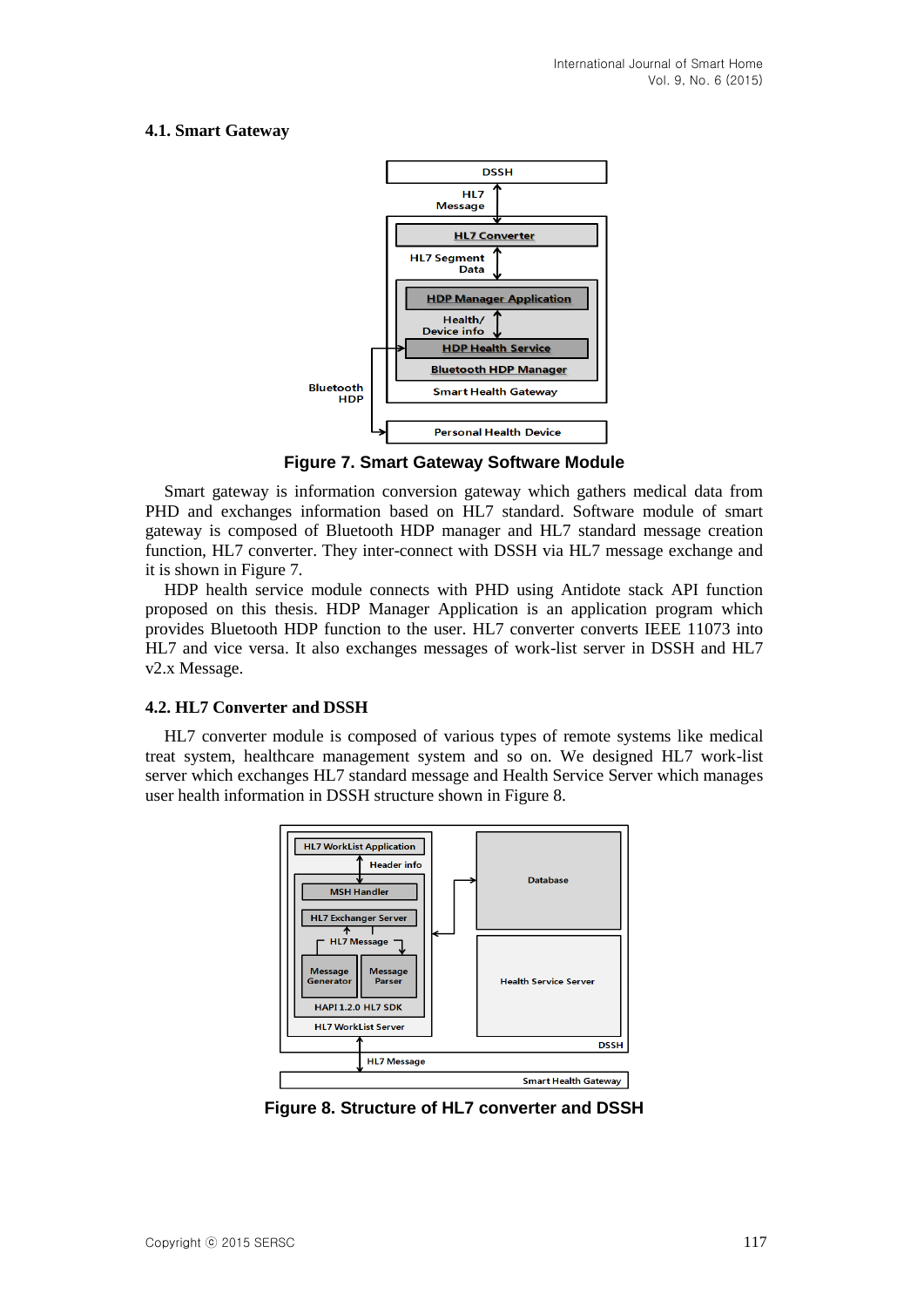### 4.1. Smart Gateway

Figure 7. Smart Gateway Software Module

Smart gateway is information conversion gateway which gathers medical data from PHD and exchanges information based on HL7 standard. Software module of smart gateway is composed of Bluetooth HDP manager and HL7 standard message creation function, HL7 converter. They inter-connect with DSSH via HL7 message exchange and it is shown in Figure 7.

HDP health service module connects with PHD using Antidote stack API function proposed on this thesis. HDP Manager Application is an application program which provides Bluetooth HDP function to the user. HL7 converter converts IEEE 11073 into HL7 and vice versa. It also exchanges messages of work-list server in DSSH and HL7 v2.x Message.

### 4.2. HL7 Converter and DSSH

HL7 converter module is composed of various types of remote systems like medical treat system, healthcare management system and so on. We designed HL7 work-list server which exchanges HL7 standard message and Health Service Server which manages user health information in DSSH structure shown in Figure 8.

Figure 8. Structure of HL7 converter and DSSH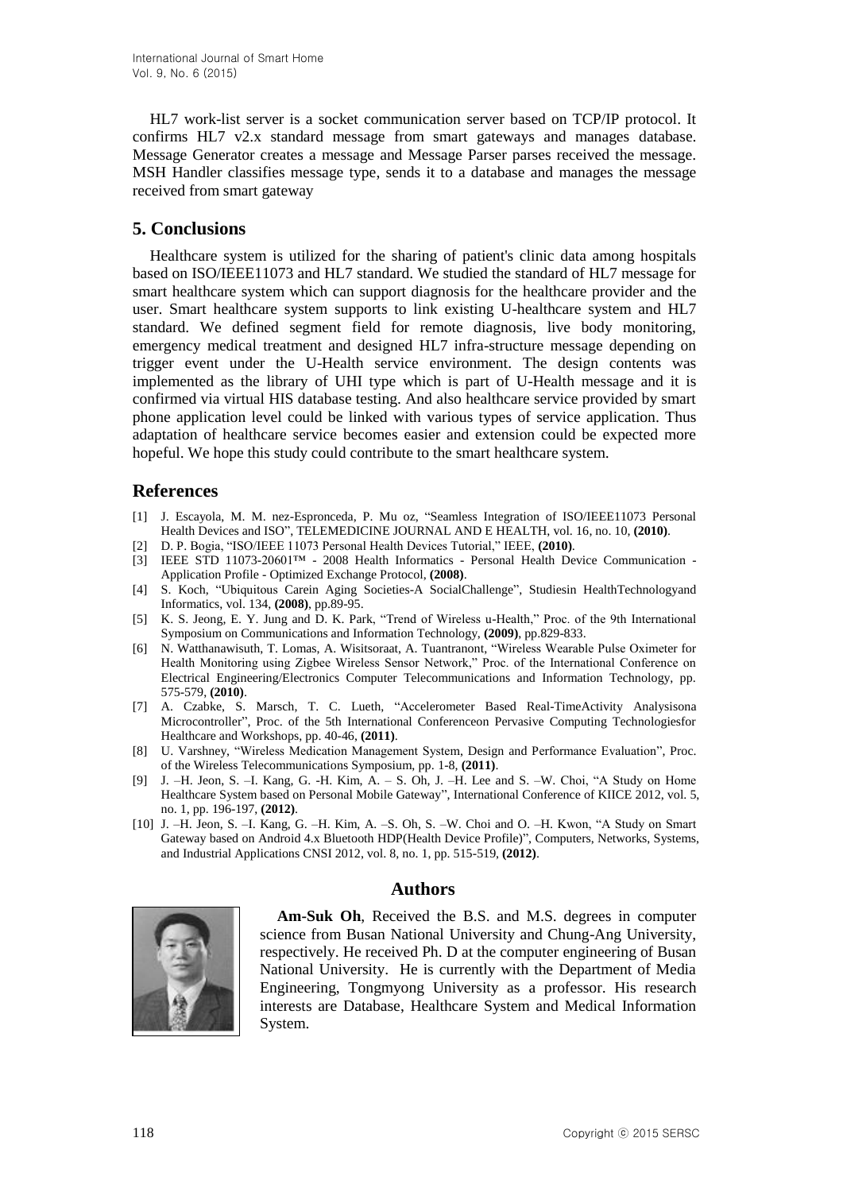HL7 work-list server is a socket communication server based on TCP/IP protocol. It confirms HL7 v2.x standard message from smart gateways and manages database. Message Generator creates a message and Message Parser parses received the message. MSH Handler classifies message type, sends it to a database and manages the message received from smart gateway

## 5. Conclusions

Healthcare system is utilized for the sharing of patient's clinic data among hospitals based on ISO/IEEE11073 and HL7 standard. We studied the standard of HL7 message for smart healthcare system which can support diagnosis for the healthcare provider and the user. Smart healthcare system supports to link existing U-healthcare system and HL7 standard. We defined segment field for remote diagnosis, live body monitoring, emergency medical treatment and designed HL7 infra-structure message depending on trigger event under the U-Health service environment. The design contents was implemented as the library of UHI type which is part of U-Health message and it is confirmed via virtual HIS database testing. And also healthcare service provided by smart phone application level could be linked with various types of service application. Thus adaptation of healthcare service becomes easier and extension could be expected more hopeful. We hope this study could contribute to the smart healthcare system.

## References

[1] J. Escayola, M. M. nez-Espronceda, P. Mu oz, "Seamless Integration of ISO/IEEE11073 Personal Health Devices and ISO", TELEMEDICINE JOURNAL AND E HEALTH, vol. 16, no. 10, **(2010)**.

[2] D. P. Bogia, "ISO/IEEE 11073 Personal Health Devices Tutorial," IEEE, **(2010)**.

[3] IEEE STD 11073-20601™ - 2008 Health Informatics - Personal Health Device Communication - Application Profile - Optimized Exchange Protocol, **(2008)**.

[4] S. Koch, "Ubiquitous Carein Aging Societies-A SocialChallenge", Studiesin HealthTechnologyand Informatics, vol. 134, **(2008)**, pp.89-95.

[5] K. S. Jeong, E. Y. Jung and D. K. Park, "Trend of Wireless u-Health," Proc. of the 9th International Symposium on Communications and Information Technology, **(2009)**, pp.829-833.

[6] N. Watthanawisuth, T. Lomas, A. Wisitsoraat, A. Tuantranont, "Wireless Wearable Pulse Oximeter for Health Monitoring using Zigbee Wireless Sensor Network," Proc. of the International Conference on Electrical Engineering/Electronics Computer Telecommunications and Information Technology, pp. 575-579, **(2010)**.

[7] A. Czabke, S. Marsch, T. C. Lueth, "Accelerometer Based Real-TimeActivity Analysisona Microcontroller", Proc. of the 5th International Conferenceon Pervasive Computing Technologiesfor Healthcare and Workshops, pp. 40-46, **(2011)**.

[8] U. Varshney, "Wireless Medication Management System, Design and Performance Evaluation", Proc. of the Wireless Telecommunications Symposium, pp. 1-8, **(2011)**.

[9] J. –H. Jeon, S. –I. Kang, G. -H. Kim, A. – S. Oh, J. –H. Lee and S. –W. Choi, "A Study on Home Healthcare System based on Personal Mobile Gateway", International Conference of KIICE 2012, vol. 5, no. 1, pp. 196-197, **(2012)**.

[10] J. –H. Jeon, S. –I. Kang, G. –H. Kim, A. –S. Oh, S. –W. Choi and O. –H. Kwon, "A Study on Smart Gateway based on Android 4.x Bluetooth HDP(Health Device Profile)", Computers, Networks, Systems, and Industrial Applications CNSI 2012, vol. 8, no. 1, pp. 515-519, **(2012)**.

## Authors

**Am-Suk Oh**, Received the B.S. and M.S. degrees in computer science from Busan National University and Chung-Ang University, respectively. He received Ph. D at the computer engineering of Busan National University. He is currently with the Department of Media Engineering, Tongmyong University as a professor. His research interests are Database, Healthcare System and Medical Information System.